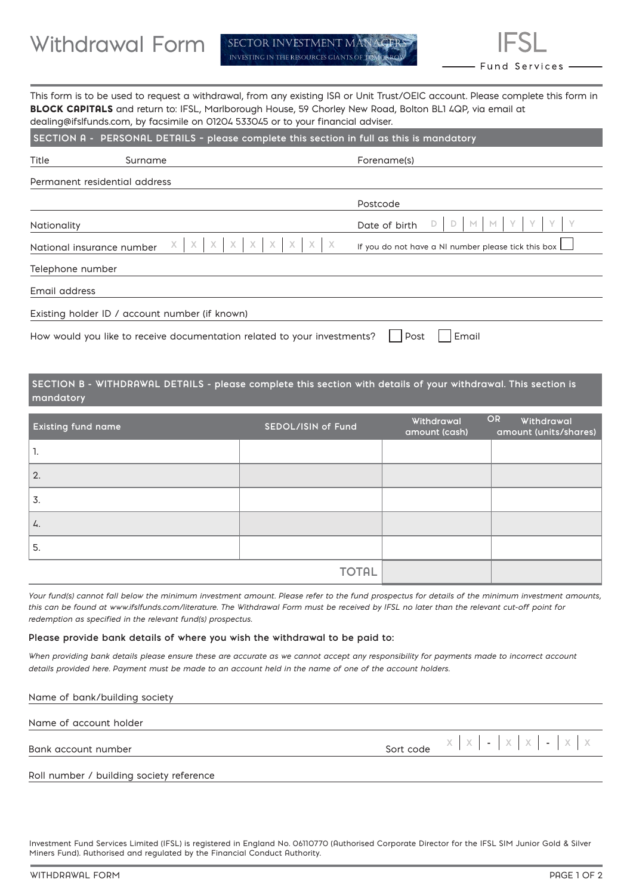# Withdrawal Form

SECTOR INVESTMENT MANAGERS
INVESTING IN THE RESOURCES GIANTS OF TOMORROW

IFSL
Fund Services

This form is to be used to request a withdrawal, from any existing ISA or Unit Trust/OEIC account. Please complete this form in **BLOCK CAPITALS** and return to: IFSL, Marlborough House, 59 Chorley New Road, Bolton BL1 4QP, via email at dealing@ifslfunds.com, by facsimile on 01204 533045 or to your financial adviser.

## SECTION A - PERSONAL DETAILS - please complete this section in full as this is mandatory

Title Surname Forename(s)

Permanent residential address

Postcode

Nationality

Date of birth D D M M Y Y Y Y

National insurance number X X X X X X X X X

If you do not have a NI number please tick this box ☐

Telephone number

Email address

Existing holder ID / account number (if known)

How would you like to receive documentation related to your investments? ☐ Post ☐ Email

## SECTION B - WITHDRAWAL DETAILS - please complete this section with details of your withdrawal. This section is mandatory

| Existing fund name | SEDOL/ISIN of Fund | Withdrawal amount (cash) | OR Withdrawal amount (units/shares) |
|---|---|---|---|
| 1. | | | |
| 2. | | | |
| 3. | | | |
| 4. | | | |
| 5. | | | |
| | TOTAL | | |

*Your fund(s) cannot fall below the minimum investment amount. Please refer to the fund prospectus for details of the minimum investment amounts, this can be found at www.ifslfunds.com/literature. The Withdrawal Form must be received by IFSL no later than the relevant cut-off point for redemption as specified in the relevant fund(s) prospectus.*

**Please provide bank details of where you wish the withdrawal to be paid to:**

*When providing bank details please ensure these are accurate as we cannot accept any responsibility for payments made to incorrect account details provided here. Payment must be made to an account held in the name of one of the account holders.*

Name of bank/building society

Name of account holder

Bank account number

Sort code X X - X X - X X

Roll number / building society reference

Investment Fund Services Limited (IFSL) is registered in England No. 06110770 (Authorised Corporate Director for the IFSL SIM Junior Gold & Silver Miners Fund). Authorised and regulated by the Financial Conduct Authority.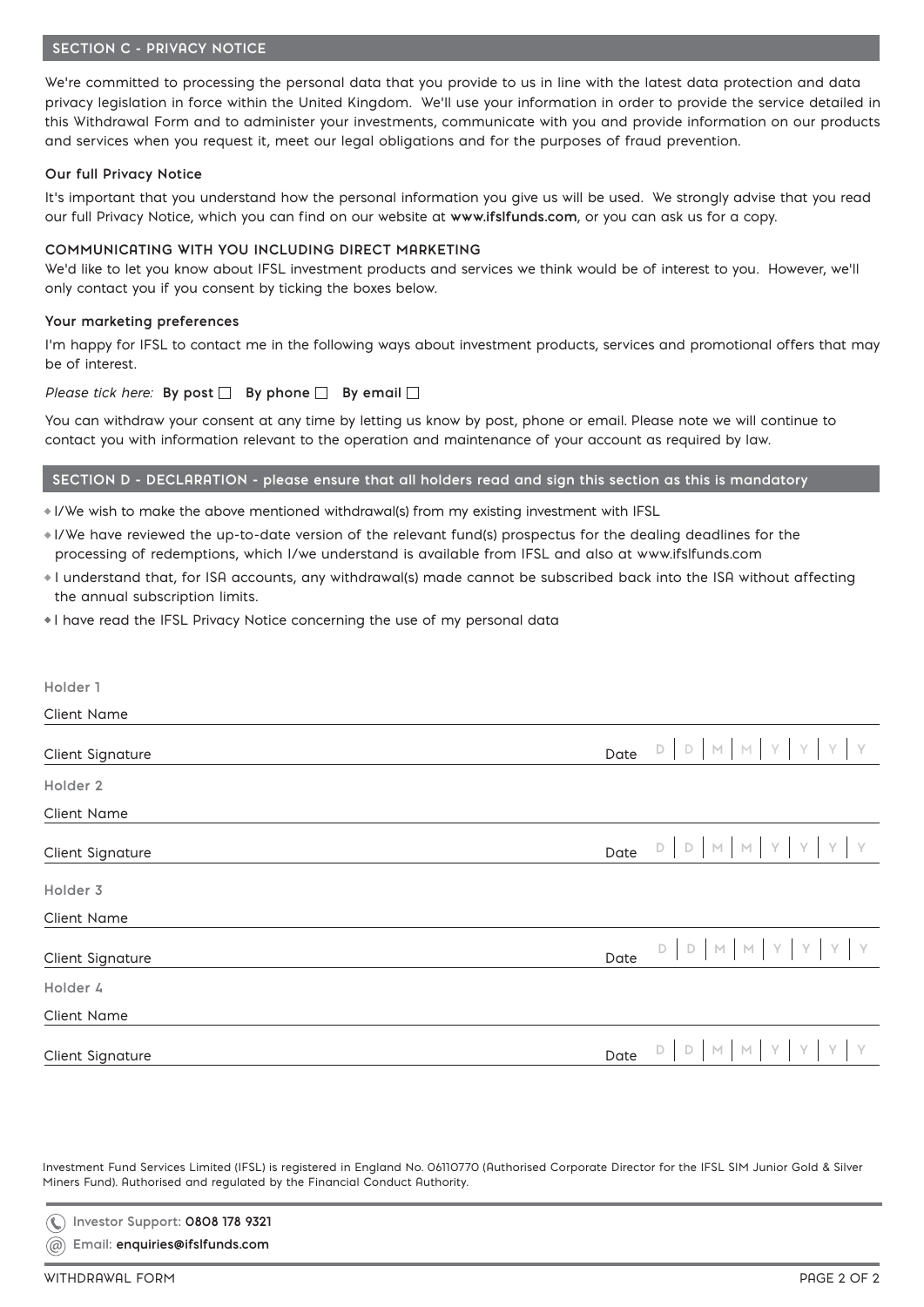## SECTION C - PRIVACY NOTICE

We're committed to processing the personal data that you provide to us in line with the latest data protection and data privacy legislation in force within the United Kingdom. We'll use your information in order to provide the service detailed in this Withdrawal Form and to administer your investments, communicate with you and provide information on our products and services when you request it, meet our legal obligations and for the purposes of fraud prevention.

### Our full Privacy Notice

It's important that you understand how the personal information you give us will be used. We strongly advise that you read our full Privacy Notice, which you can find on our website at **www.ifslfunds.com**, or you can ask us for a copy.

### COMMUNICATING WITH YOU INCLUDING DIRECT MARKETING

We'd like to let you know about IFSL investment products and services we think would be of interest to you. However, we'll only contact you if you consent by ticking the boxes below.

### Your marketing preferences

I'm happy for IFSL to contact me in the following ways about investment products, services and promotional offers that may be of interest.

*Please tick here:* **By post** ☐ **By phone** ☐ **By email** ☐

You can withdraw your consent at any time by letting us know by post, phone or email. Please note we will continue to contact you with information relevant to the operation and maintenance of your account as required by law.

## SECTION D - DECLARATION - please ensure that all holders read and sign this section as this is mandatory

- I/We wish to make the above mentioned withdrawal(s) from my existing investment with IFSL
- I/We have reviewed the up-to-date version of the relevant fund(s) prospectus for the dealing deadlines for the processing of redemptions, which I/we understand is available from IFSL and also at www.ifslfunds.com
- I understand that, for ISA accounts, any withdrawal(s) made cannot be subscribed back into the ISA without affecting the annual subscription limits.
- I have read the IFSL Privacy Notice concerning the use of my personal data

**Holder 1**

Client Name

Client Signature Date D D | M M | Y Y Y Y

**Holder 2**

Client Name

Client Signature Date D D | M M | Y Y Y Y

**Holder 3**

Client Name

Client Signature Date D D | M M | Y Y Y Y

**Holder 4**

Client Name

Client Signature Date D D | M M | Y Y Y Y

Investment Fund Services Limited (IFSL) is registered in England No. 06110770 (Authorised Corporate Director for the IFSL SIM Junior Gold & Silver Miners Fund). Authorised and regulated by the Financial Conduct Authority.

Investor Support: **0808 178 9321**

Email: **enquiries@ifslfunds.com**